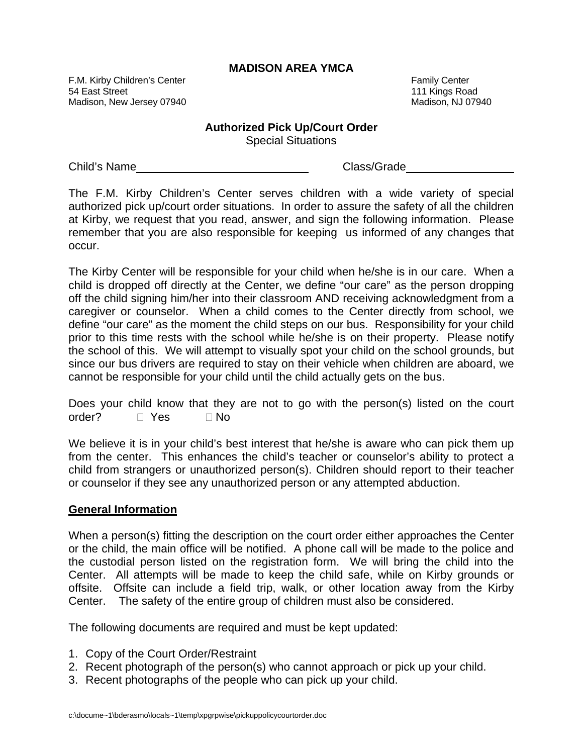# MADISON AREA YMCA

F.M. Kirby Children's Center
54 East Street
Madison, New Jersey 07940

Family Center
111 Kings Road
Madison, NJ 07940

## Authorized Pick Up/Court Order

Special Situations

Child's Name____________________________ Class/Grade_________________

The F.M. Kirby Children's Center serves children with a wide variety of special authorized pick up/court order situations. In order to assure the safety of all the children at Kirby, we request that you read, answer, and sign the following information. Please remember that you are also responsible for keeping us informed of any changes that occur.

The Kirby Center will be responsible for your child when he/she is in our care. When a child is dropped off directly at the Center, we define "our care" as the person dropping off the child signing him/her into their classroom AND receiving acknowledgment from a caregiver or counselor. When a child comes to the Center directly from school, we define "our care" as the moment the child steps on our bus. Responsibility for your child prior to this time rests with the school while he/she is on their property. Please notify the school of this. We will attempt to visually spot your child on the school grounds, but since our bus drivers are required to stay on their vehicle when children are aboard, we cannot be responsible for your child until the child actually gets on the bus.

Does your child know that they are not to go with the person(s) listed on the court order? ☐ Yes ☐ No

We believe it is in your child's best interest that he/she is aware who can pick them up from the center. This enhances the child's teacher or counselor's ability to protect a child from strangers or unauthorized person(s). Children should report to their teacher or counselor if they see any unauthorized person or any attempted abduction.

### General Information

When a person(s) fitting the description on the court order either approaches the Center or the child, the main office will be notified. A phone call will be made to the police and the custodial person listed on the registration form. We will bring the child into the Center. All attempts will be made to keep the child safe, while on Kirby grounds or offsite. Offsite can include a field trip, walk, or other location away from the Kirby Center. The safety of the entire group of children must also be considered.

The following documents are required and must be kept updated:

1. Copy of the Court Order/Restraint
2. Recent photograph of the person(s) who cannot approach or pick up your child.
3. Recent photographs of the people who can pick up your child.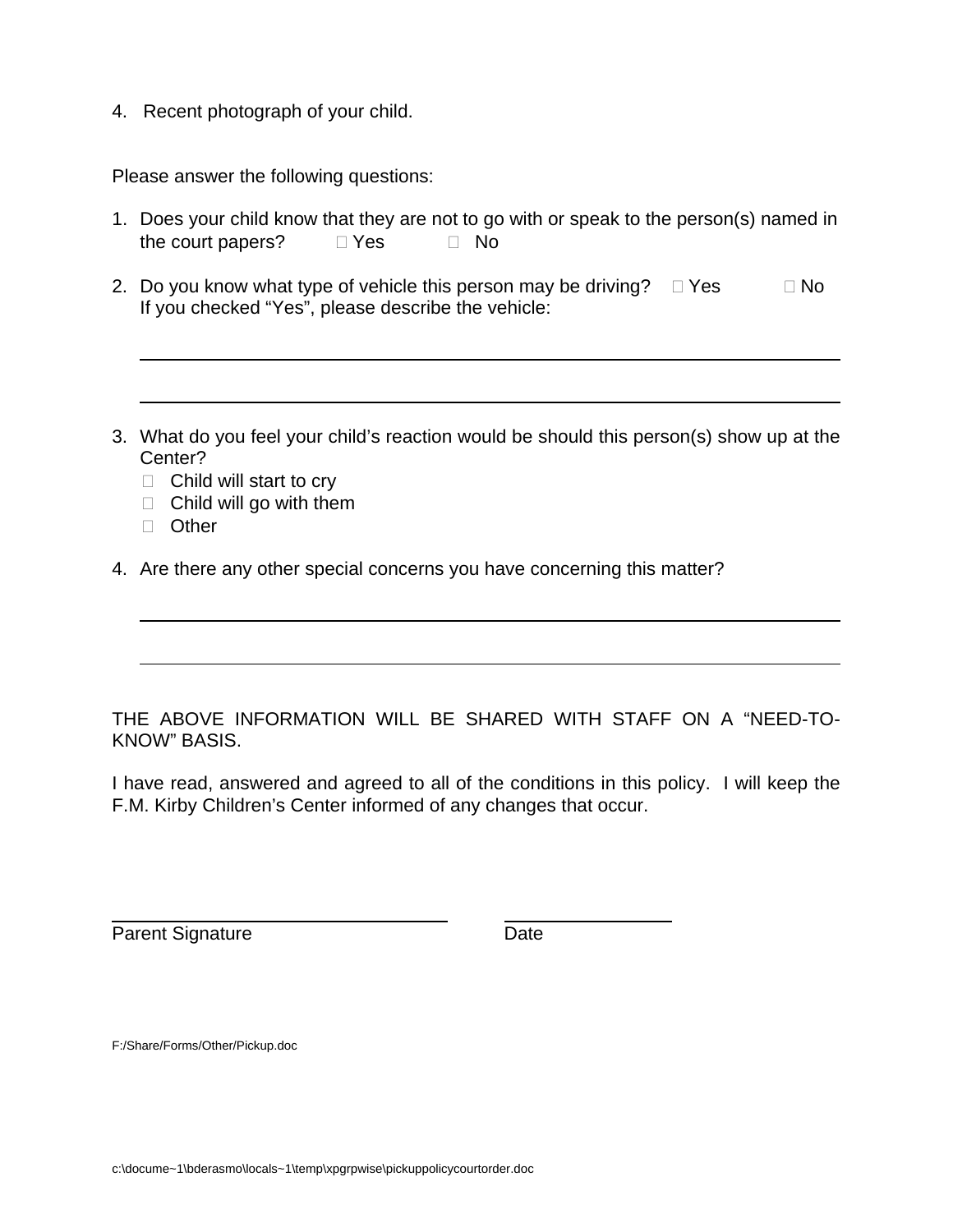4. Recent photograph of your child.

Please answer the following questions:

1. Does your child know that they are not to go with or speak to the person(s) named in the court papers? ☐ Yes ☐ No

2. Do you know what type of vehicle this person may be driving? ☐ Yes ☐ No
   If you checked "Yes", please describe the vehicle:

   \_\_\_\_\_\_\_\_\_\_\_\_\_\_\_\_\_\_\_\_\_\_\_\_\_\_\_\_\_\_\_\_\_\_\_\_\_\_\_\_\_\_\_\_\_\_\_\_\_\_\_\_\_\_\_\_\_\_\_\_

   \_\_\_\_\_\_\_\_\_\_\_\_\_\_\_\_\_\_\_\_\_\_\_\_\_\_\_\_\_\_\_\_\_\_\_\_\_\_\_\_\_\_\_\_\_\_\_\_\_\_\_\_\_\_\_\_\_\_\_\_

3. What do you feel your child's reaction would be should this person(s) show up at the Center?
   - ☐ Child will start to cry
   - ☐ Child will go with them
   - ☐ Other

4. Are there any other special concerns you have concerning this matter?

   \_\_\_\_\_\_\_\_\_\_\_\_\_\_\_\_\_\_\_\_\_\_\_\_\_\_\_\_\_\_\_\_\_\_\_\_\_\_\_\_\_\_\_\_\_\_\_\_\_\_\_\_\_\_\_\_\_\_\_\_

   \_\_\_\_\_\_\_\_\_\_\_\_\_\_\_\_\_\_\_\_\_\_\_\_\_\_\_\_\_\_\_\_\_\_\_\_\_\_\_\_\_\_\_\_\_\_\_\_\_\_\_\_\_\_\_\_\_\_\_\_

THE ABOVE INFORMATION WILL BE SHARED WITH STAFF ON A "NEED-TO-KNOW" BASIS.

I have read, answered and agreed to all of the conditions in this policy. I will keep the F.M. Kirby Children's Center informed of any changes that occur.

\_\_\_\_\_\_\_\_\_\_\_\_\_\_\_\_\_\_\_\_\_\_\_\_\_\_\_\_\_\_ \_\_\_\_\_\_\_\_\_\_\_\_\_\_\_
Parent Signature Date

F:/Share/Forms/Other/Pickup.doc

c:\docume~1\bderasmo\locals~1\temp\xpgrpwise\pickuppolicycourtorder.doc